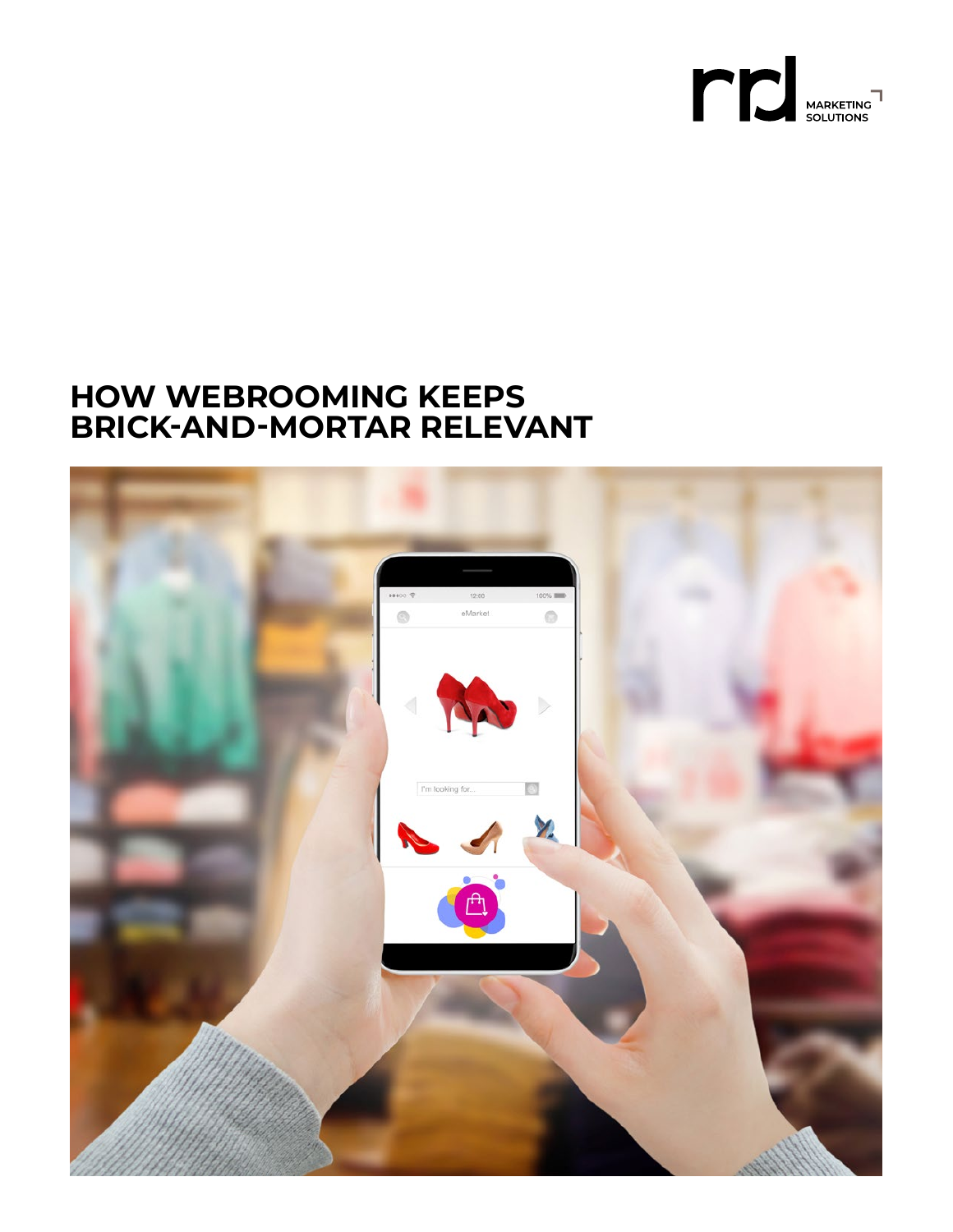rrd MARKETING SOLUTIONS

# HOW WEBROOMING KEEPS BRICK-AND-MORTAR RELEVANT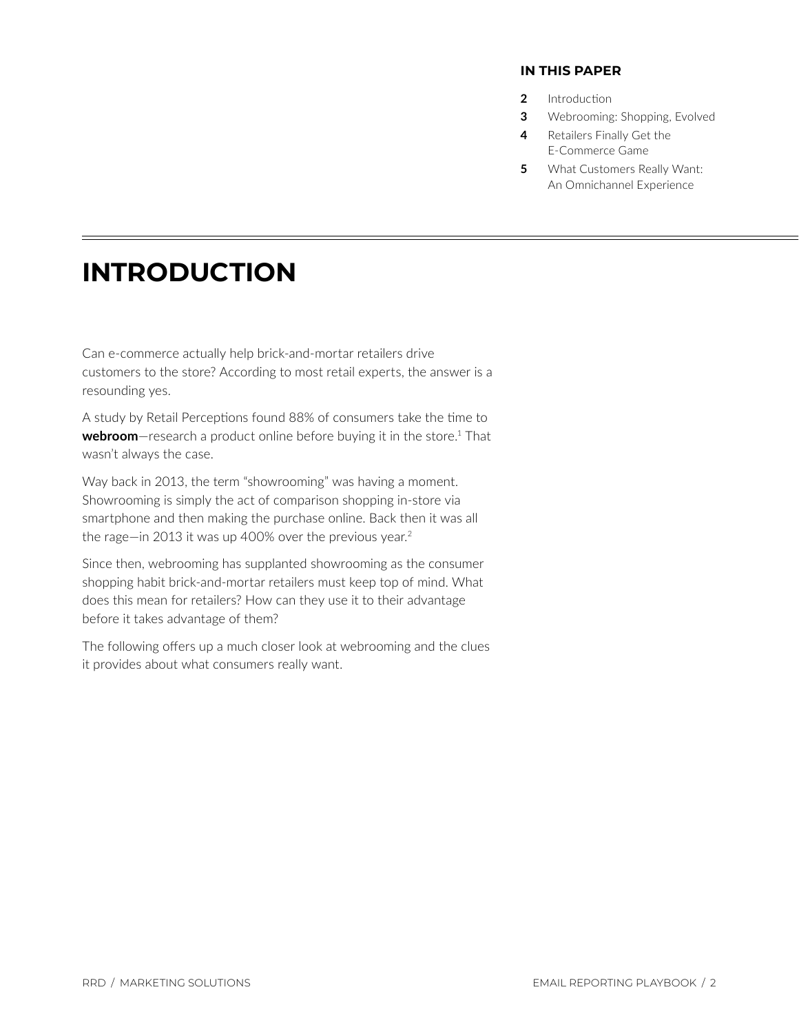**IN THIS PAPER**

- **2** Introduction
- **3** Webrooming: Shopping, Evolved
- **4** Retailers Finally Get the E-Commerce Game
- **5** What Customers Really Want: An Omnichannel Experience

# INTRODUCTION

Can e-commerce actually help brick-and-mortar retailers drive customers to the store? According to most retail experts, the answer is a resounding yes.

A study by Retail Perceptions found 88% of consumers take the time to **webroom**—research a product online before buying it in the store.[1] That wasn't always the case.

Way back in 2013, the term "showrooming" was having a moment. Showrooming is simply the act of comparison shopping in-store via smartphone and then making the purchase online. Back then it was all the rage—in 2013 it was up 400% over the previous year.[2]

Since then, webrooming has supplanted showrooming as the consumer shopping habit brick-and-mortar retailers must keep top of mind. What does this mean for retailers? How can they use it to their advantage before it takes advantage of them?

The following offers up a much closer look at webrooming and the clues it provides about what consumers really want.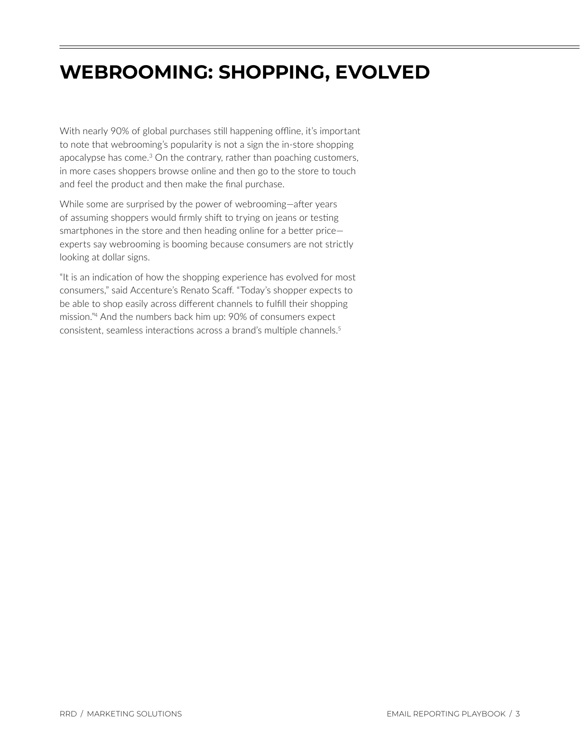# WEBROOMING: SHOPPING, EVOLVED

With nearly 90% of global purchases still happening offline, it's important to note that webrooming's popularity is not a sign the in-store shopping apocalypse has come.[3] On the contrary, rather than poaching customers, in more cases shoppers browse online and then go to the store to touch and feel the product and then make the final purchase.

While some are surprised by the power of webrooming—after years of assuming shoppers would firmly shift to trying on jeans or testing smartphones in the store and then heading online for a better price—experts say webrooming is booming because consumers are not strictly looking at dollar signs.

"It is an indication of how the shopping experience has evolved for most consumers," said Accenture's Renato Scaff. "Today's shopper expects to be able to shop easily across different channels to fulfill their shopping mission."[4] And the numbers back him up: 90% of consumers expect consistent, seamless interactions across a brand's multiple channels.[5]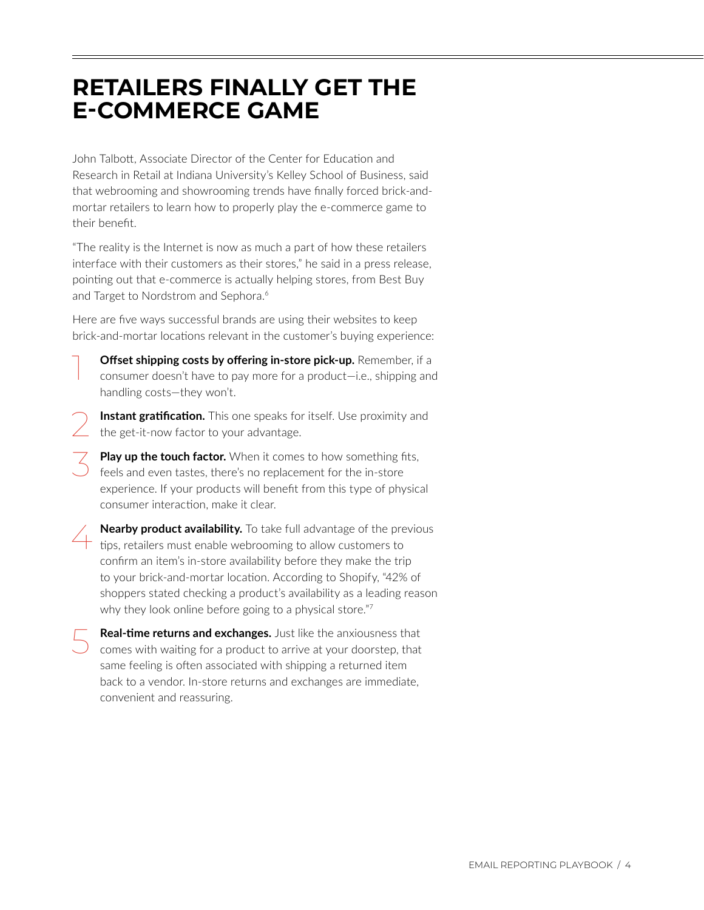# RETAILERS FINALLY GET THE E-COMMERCE GAME

John Talbott, Associate Director of the Center for Education and Research in Retail at Indiana University's Kelley School of Business, said that webrooming and showrooming trends have finally forced brick-and-mortar retailers to learn how to properly play the e-commerce game to their benefit.

"The reality is the Internet is now as much a part of how these retailers interface with their customers as their stores," he said in a press release, pointing out that e-commerce is actually helping stores, from Best Buy and Target to Nordstrom and Sephora.[6]

Here are five ways successful brands are using their websites to keep brick-and-mortar locations relevant in the customer's buying experience:

1. **Offset shipping costs by offering in-store pick-up.** Remember, if a consumer doesn't have to pay more for a product—i.e., shipping and handling costs—they won't.

2. **Instant gratification.** This one speaks for itself. Use proximity and the get-it-now factor to your advantage.

3. **Play up the touch factor.** When it comes to how something fits, feels and even tastes, there's no replacement for the in-store experience. If your products will benefit from this type of physical consumer interaction, make it clear.

4. **Nearby product availability.** To take full advantage of the previous tips, retailers must enable webrooming to allow customers to confirm an item's in-store availability before they make the trip to your brick-and-mortar location. According to Shopify, "42% of shoppers stated checking a product's availability as a leading reason why they look online before going to a physical store."[7]

5. **Real-time returns and exchanges.** Just like the anxiousness that comes with waiting for a product to arrive at your doorstep, that same feeling is often associated with shipping a returned item back to a vendor. In-store returns and exchanges are immediate, convenient and reassuring.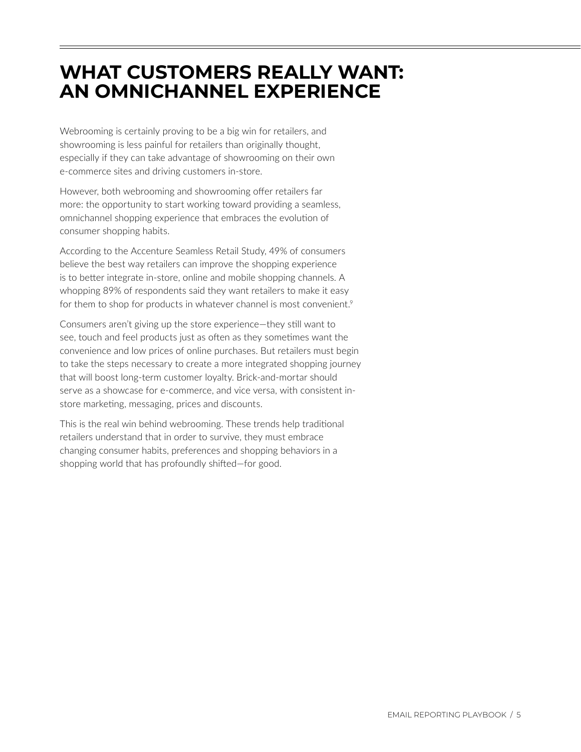# WHAT CUSTOMERS REALLY WANT: AN OMNICHANNEL EXPERIENCE

Webrooming is certainly proving to be a big win for retailers, and showrooming is less painful for retailers than originally thought, especially if they can take advantage of showrooming on their own e-commerce sites and driving customers in-store.

However, both webrooming and showrooming offer retailers far more: the opportunity to start working toward providing a seamless, omnichannel shopping experience that embraces the evolution of consumer shopping habits.

According to the Accenture Seamless Retail Study, 49% of consumers believe the best way retailers can improve the shopping experience is to better integrate in-store, online and mobile shopping channels. A whopping 89% of respondents said they want retailers to make it easy for them to shop for products in whatever channel is most convenient.[9]

Consumers aren't giving up the store experience—they still want to see, touch and feel products just as often as they sometimes want the convenience and low prices of online purchases. But retailers must begin to take the steps necessary to create a more integrated shopping journey that will boost long-term customer loyalty. Brick-and-mortar should serve as a showcase for e-commerce, and vice versa, with consistent in-store marketing, messaging, prices and discounts.

This is the real win behind webrooming. These trends help traditional retailers understand that in order to survive, they must embrace changing consumer habits, preferences and shopping behaviors in a shopping world that has profoundly shifted—for good.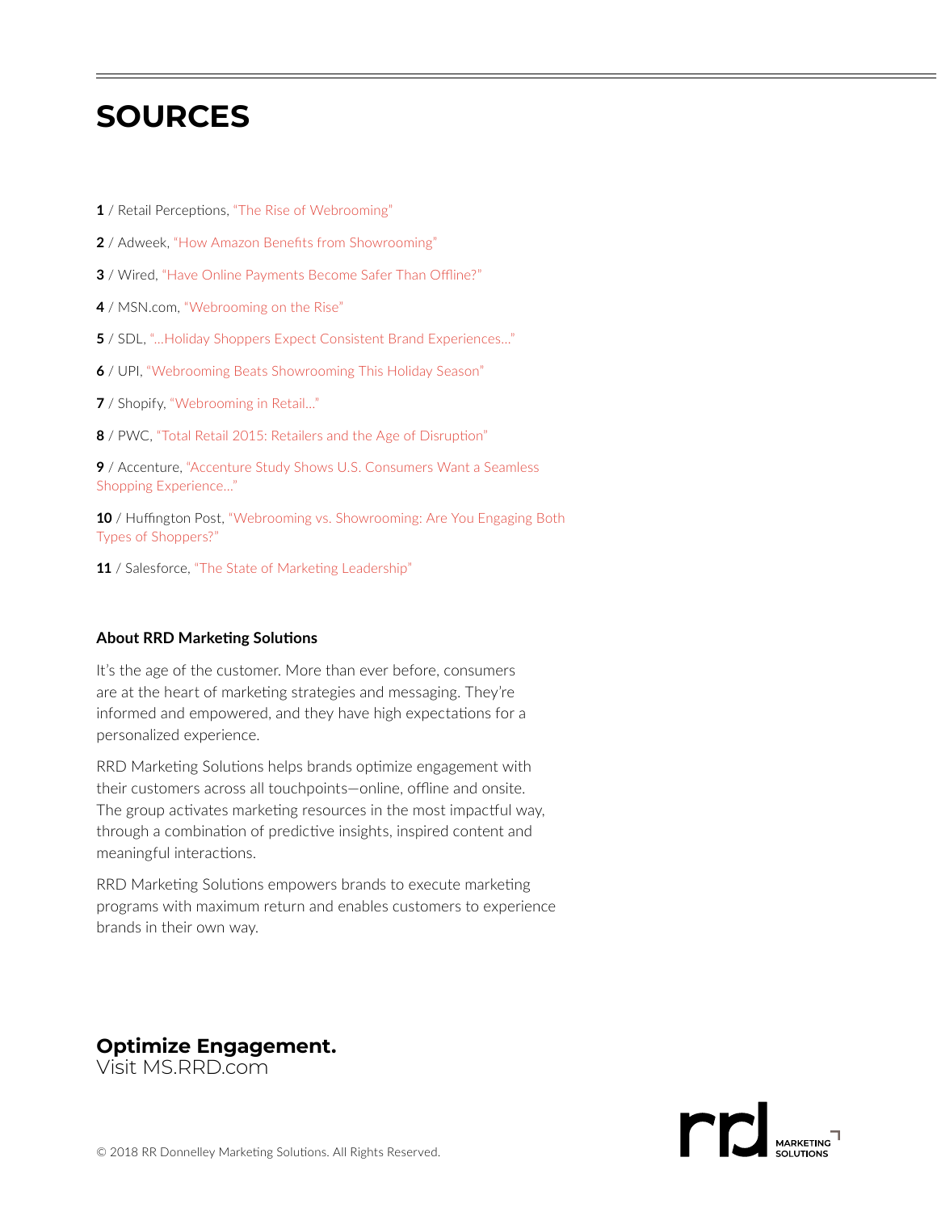# SOURCES

**1** / Retail Perceptions, "The Rise of Webrooming"

**2** / Adweek, "How Amazon Benefits from Showrooming"

**3** / Wired, "Have Online Payments Become Safer Than Offline?"

**4** / MSN.com, "Webrooming on the Rise"

**5** / SDL, "...Holiday Shoppers Expect Consistent Brand Experiences..."

**6** / UPI, "Webrooming Beats Showrooming This Holiday Season"

**7** / Shopify, "Webrooming in Retail..."

**8** / PWC, "Total Retail 2015: Retailers and the Age of Disruption"

**9** / Accenture, "Accenture Study Shows U.S. Consumers Want a Seamless Shopping Experience..."

**10** / Huffington Post, "Webrooming vs. Showrooming: Are You Engaging Both Types of Shoppers?"

**11** / Salesforce, "The State of Marketing Leadership"

### About RRD Marketing Solutions

It's the age of the customer. More than ever before, consumers are at the heart of marketing strategies and messaging. They're informed and empowered, and they have high expectations for a personalized experience.

RRD Marketing Solutions helps brands optimize engagement with their customers across all touchpoints—online, offline and onsite. The group activates marketing resources in the most impactful way, through a combination of predictive insights, inspired content and meaningful interactions.

RRD Marketing Solutions empowers brands to execute marketing programs with maximum return and enables customers to experience brands in their own way.

**Optimize Engagement.**
Visit MS.RRD.com

© 2018 RR Donnelley Marketing Solutions. All Rights Reserved.

rrd MARKETING SOLUTIONS